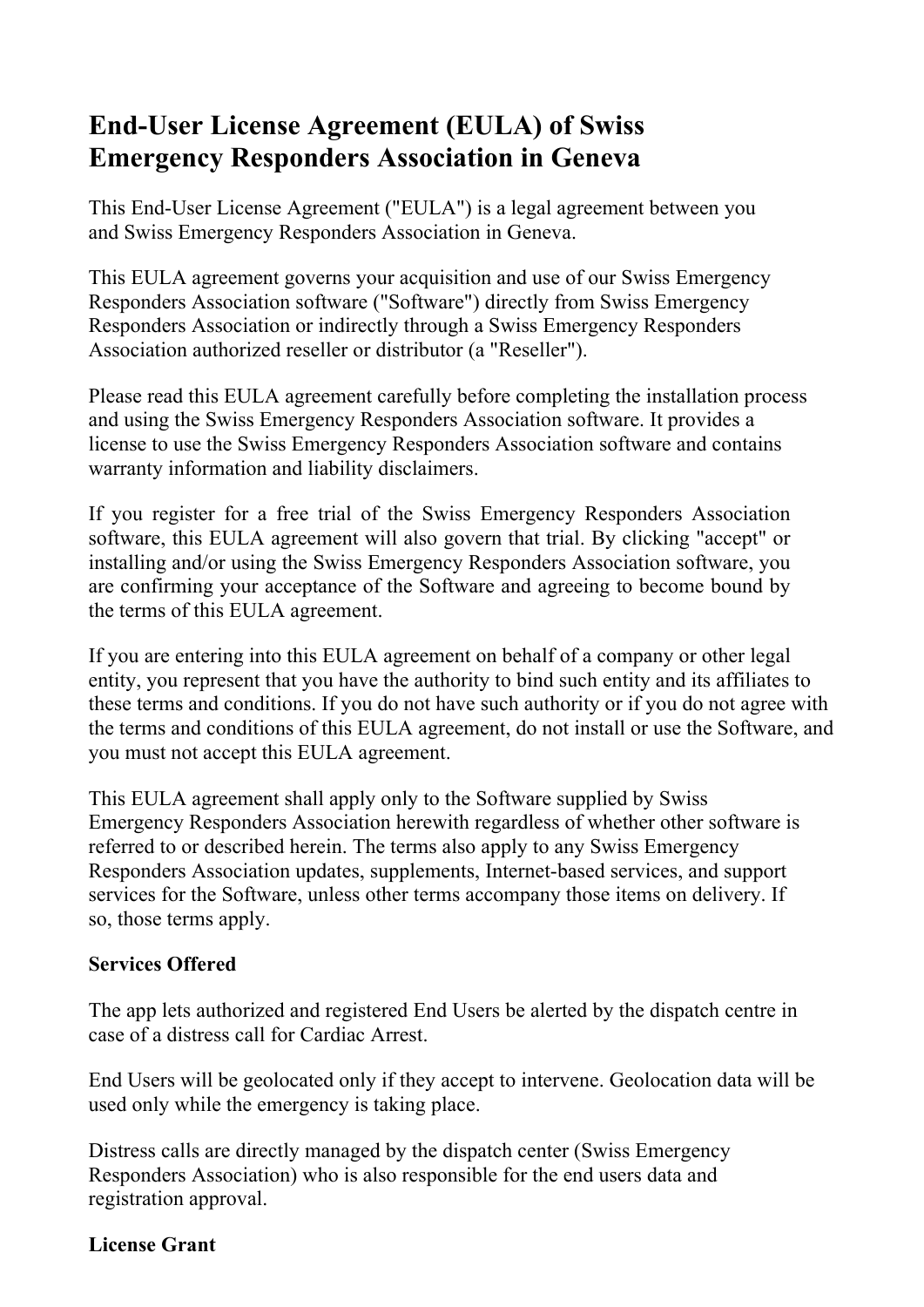# End-User License Agreement (EULA) of Swiss Emergency Responders Association in Geneva

This End-User License Agreement ("EULA") is a legal agreement between you and Swiss Emergency Responders Association in Geneva.

This EULA agreement governs your acquisition and use of our Swiss Emergency Responders Association software ("Software") directly from Swiss Emergency Responders Association or indirectly through a Swiss Emergency Responders Association authorized reseller or distributor (a "Reseller").

Please read this EULA agreement carefully before completing the installation process and using the Swiss Emergency Responders Association software. It provides a license to use the Swiss Emergency Responders Association software and contains warranty information and liability disclaimers.

If you register for a free trial of the Swiss Emergency Responders Association software, this EULA agreement will also govern that trial. By clicking "accept" or installing and/or using the Swiss Emergency Responders Association software, you are confirming your acceptance of the Software and agreeing to become bound by the terms of this EULA agreement.

If you are entering into this EULA agreement on behalf of a company or other legal entity, you represent that you have the authority to bind such entity and its affiliates to these terms and conditions. If you do not have such authority or if you do not agree with the terms and conditions of this EULA agreement, do not install or use the Software, and you must not accept this EULA agreement.

This EULA agreement shall apply only to the Software supplied by Swiss Emergency Responders Association herewith regardless of whether other software is referred to or described herein. The terms also apply to any Swiss Emergency Responders Association updates, supplements, Internet-based services, and support services for the Software, unless other terms accompany those items on delivery. If so, those terms apply.

**Services Offered**

The app lets authorized and registered End Users be alerted by the dispatch centre in case of a distress call for Cardiac Arrest.

End Users will be geolocated only if they accept to intervene. Geolocation data will be used only while the emergency is taking place.

Distress calls are directly managed by the dispatch center (Swiss Emergency Responders Association) who is also responsible for the end users data and registration approval.

**License Grant**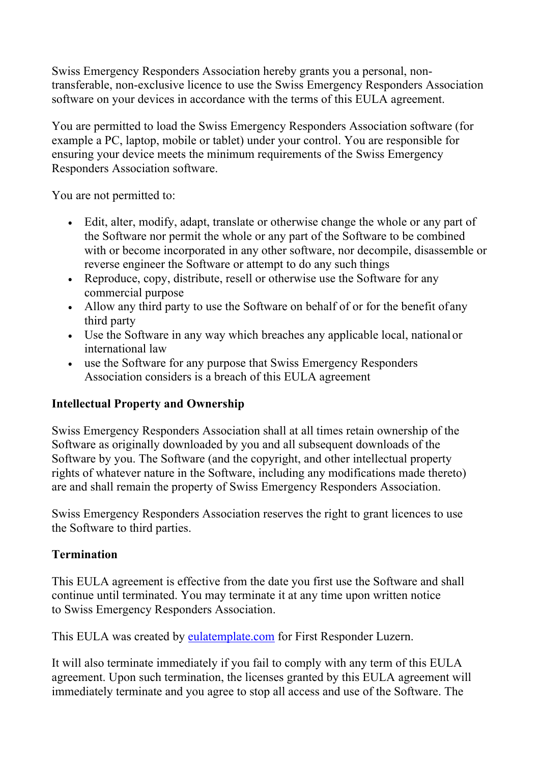Swiss Emergency Responders Association hereby grants you a personal, non-transferable, non-exclusive licence to use the Swiss Emergency Responders Association software on your devices in accordance with the terms of this EULA agreement.

You are permitted to load the Swiss Emergency Responders Association software (for example a PC, laptop, mobile or tablet) under your control. You are responsible for ensuring your device meets the minimum requirements of the Swiss Emergency Responders Association software.

You are not permitted to:

- Edit, alter, modify, adapt, translate or otherwise change the whole or any part of the Software nor permit the whole or any part of the Software to be combined with or become incorporated in any other software, nor decompile, disassemble or reverse engineer the Software or attempt to do any such things
- Reproduce, copy, distribute, resell or otherwise use the Software for any commercial purpose
- Allow any third party to use the Software on behalf of or for the benefit of any third party
- Use the Software in any way which breaches any applicable local, national or international law
- use the Software for any purpose that Swiss Emergency Responders Association considers is a breach of this EULA agreement

**Intellectual Property and Ownership**

Swiss Emergency Responders Association shall at all times retain ownership of the Software as originally downloaded by you and all subsequent downloads of the Software by you. The Software (and the copyright, and other intellectual property rights of whatever nature in the Software, including any modifications made thereto) are and shall remain the property of Swiss Emergency Responders Association.

Swiss Emergency Responders Association reserves the right to grant licences to use the Software to third parties.

**Termination**

This EULA agreement is effective from the date you first use the Software and shall continue until terminated. You may terminate it at any time upon written notice to Swiss Emergency Responders Association.

This EULA was created by [eulatemplate.com](https://eulatemplate.com) for First Responder Luzern.

It will also terminate immediately if you fail to comply with any term of this EULA agreement. Upon such termination, the licenses granted by this EULA agreement will immediately terminate and you agree to stop all access and use of the Software. The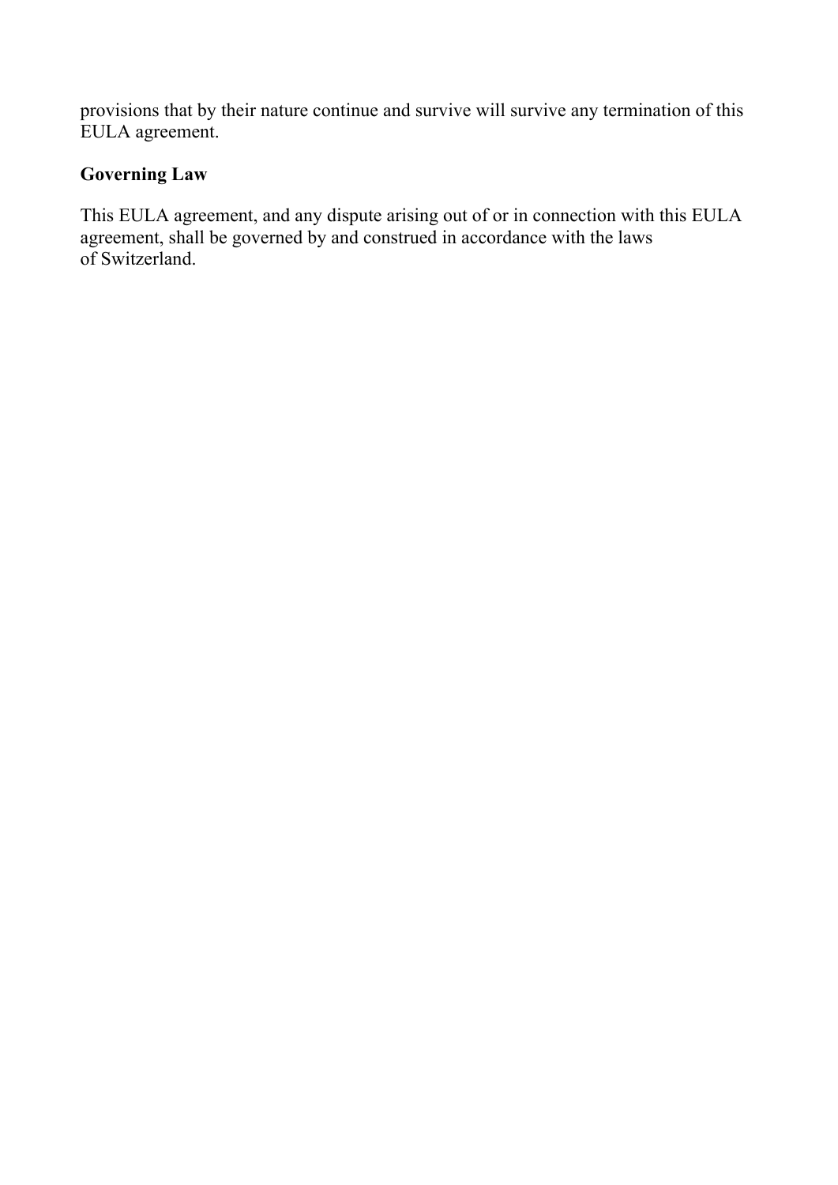provisions that by their nature continue and survive will survive any termination of this EULA agreement.

## Governing Law

This EULA agreement, and any dispute arising out of or in connection with this EULA agreement, shall be governed by and construed in accordance with the laws of Switzerland.